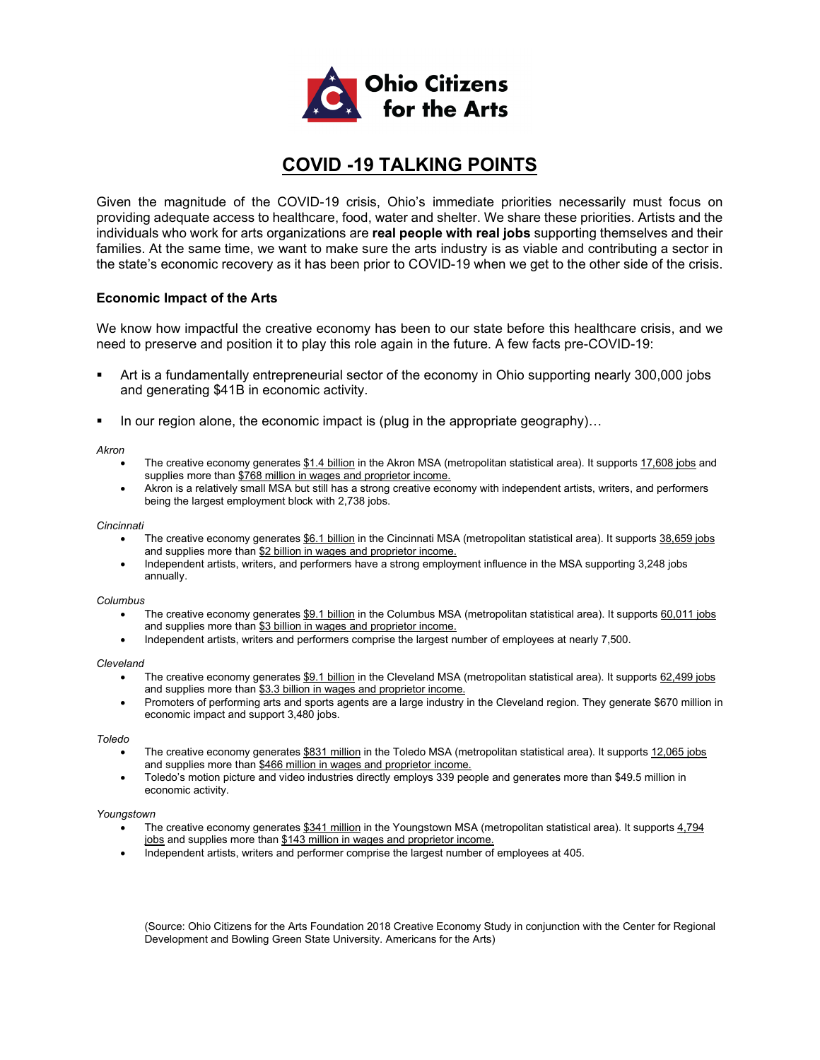Ohio Citizens for the Arts

# COVID -19 TALKING POINTS

Given the magnitude of the COVID-19 crisis, Ohio's immediate priorities necessarily must focus on providing adequate access to healthcare, food, water and shelter. We share these priorities. Artists and the individuals who work for arts organizations are **real people with real jobs** supporting themselves and their families. At the same time, we want to make sure the arts industry is as viable and contributing a sector in the state's economic recovery as it has been prior to COVID-19 when we get to the other side of the crisis.

### Economic Impact of the Arts

We know how impactful the creative economy has been to our state before this healthcare crisis, and we need to preserve and position it to play this role again in the future. A few facts pre-COVID-19:

- Art is a fundamentally entrepreneurial sector of the economy in Ohio supporting nearly 300,000 jobs and generating $41B in economic activity.
- In our region alone, the economic impact is (plug in the appropriate geography)…

*Akron*

- The creative economy generates $1.4 billion in the Akron MSA (metropolitan statistical area). It supports 17,608 jobs and supplies more than $768 million in wages and proprietor income.
- Akron is a relatively small MSA but still has a strong creative economy with independent artists, writers, and performers being the largest employment block with 2,738 jobs.

*Cincinnati*

- The creative economy generates $6.1 billion in the Cincinnati MSA (metropolitan statistical area). It supports 38,659 jobs and supplies more than $2 billion in wages and proprietor income.
- Independent artists, writers, and performers have a strong employment influence in the MSA supporting 3,248 jobs annually.

*Columbus*

- The creative economy generates $9.1 billion in the Columbus MSA (metropolitan statistical area). It supports 60,011 jobs and supplies more than $3 billion in wages and proprietor income.
- Independent artists, writers and performers comprise the largest number of employees at nearly 7,500.

*Cleveland*

- The creative economy generates $9.1 billion in the Cleveland MSA (metropolitan statistical area). It supports 62,499 jobs and supplies more than $3.3 billion in wages and proprietor income.
- Promoters of performing arts and sports agents are a large industry in the Cleveland region. They generate $670 million in economic impact and support 3,480 jobs.

*Toledo*

- The creative economy generates $831 million in the Toledo MSA (metropolitan statistical area). It supports 12,065 jobs and supplies more than $466 million in wages and proprietor income.
- Toledo's motion picture and video industries directly employs 339 people and generates more than $49.5 million in economic activity.

*Youngstown*

- The creative economy generates $341 million in the Youngstown MSA (metropolitan statistical area). It supports 4,794 jobs and supplies more than $143 million in wages and proprietor income.
- Independent artists, writers and performer comprise the largest number of employees at 405.

(Source: Ohio Citizens for the Arts Foundation 2018 Creative Economy Study in conjunction with the Center for Regional Development and Bowling Green State University. Americans for the Arts)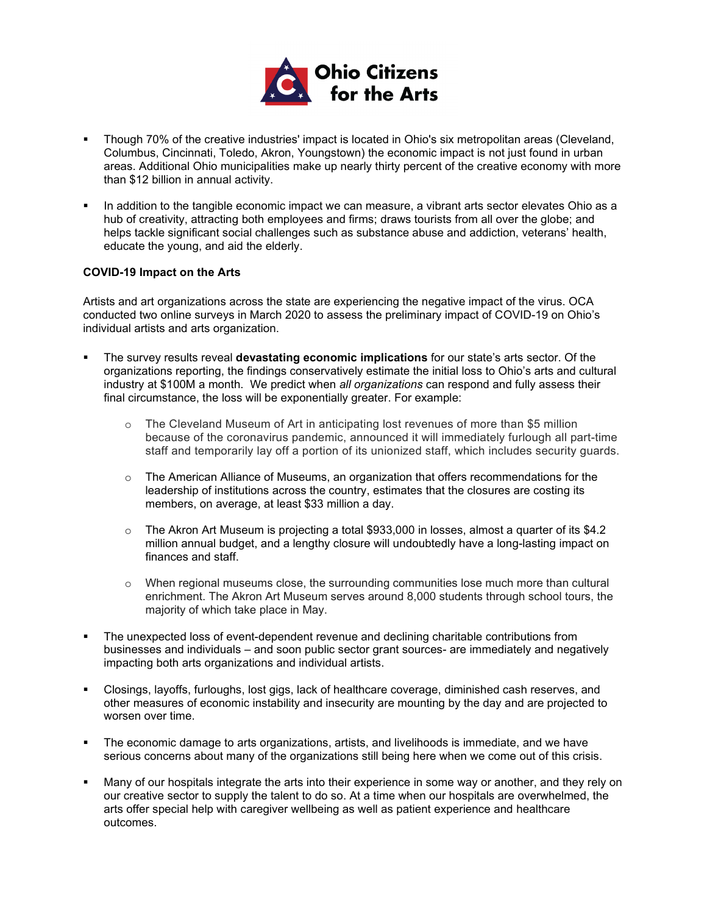- Though 70% of the creative industries' impact is located in Ohio's six metropolitan areas (Cleveland, Columbus, Cincinnati, Toledo, Akron, Youngstown) the economic impact is not just found in urban areas. Additional Ohio municipalities make up nearly thirty percent of the creative economy with more than $12 billion in annual activity.

- In addition to the tangible economic impact we can measure, a vibrant arts sector elevates Ohio as a hub of creativity, attracting both employees and firms; draws tourists from all over the globe; and helps tackle significant social challenges such as substance abuse and addiction, veterans' health, educate the young, and aid the elderly.

**COVID-19 Impact on the Arts**

Artists and art organizations across the state are experiencing the negative impact of the virus. OCA conducted two online surveys in March 2020 to assess the preliminary impact of COVID-19 on Ohio's individual artists and arts organization.

- The survey results reveal **devastating economic implications** for our state's arts sector. Of the organizations reporting, the findings conservatively estimate the initial loss to Ohio's arts and cultural industry at $100M a month. We predict when *all organizations* can respond and fully assess their final circumstance, the loss will be exponentially greater. For example:
  - The Cleveland Museum of Art in anticipating lost revenues of more than $5 million because of the coronavirus pandemic, announced it will immediately furlough all part-time staff and temporarily lay off a portion of its unionized staff, which includes security guards.
  - The American Alliance of Museums, an organization that offers recommendations for the leadership of institutions across the country, estimates that the closures are costing its members, on average, at least $33 million a day.
  - The Akron Art Museum is projecting a total $933,000 in losses, almost a quarter of its $4.2 million annual budget, and a lengthy closure will undoubtedly have a long-lasting impact on finances and staff.
  - When regional museums close, the surrounding communities lose much more than cultural enrichment. The Akron Art Museum serves around 8,000 students through school tours, the majority of which take place in May.

- The unexpected loss of event-dependent revenue and declining charitable contributions from businesses and individuals – and soon public sector grant sources- are immediately and negatively impacting both arts organizations and individual artists.

- Closings, layoffs, furloughs, lost gigs, lack of healthcare coverage, diminished cash reserves, and other measures of economic instability and insecurity are mounting by the day and are projected to worsen over time.

- The economic damage to arts organizations, artists, and livelihoods is immediate, and we have serious concerns about many of the organizations still being here when we come out of this crisis.

- Many of our hospitals integrate the arts into their experience in some way or another, and they rely on our creative sector to supply the talent to do so. At a time when our hospitals are overwhelmed, the arts offer special help with caregiver wellbeing as well as patient experience and healthcare outcomes.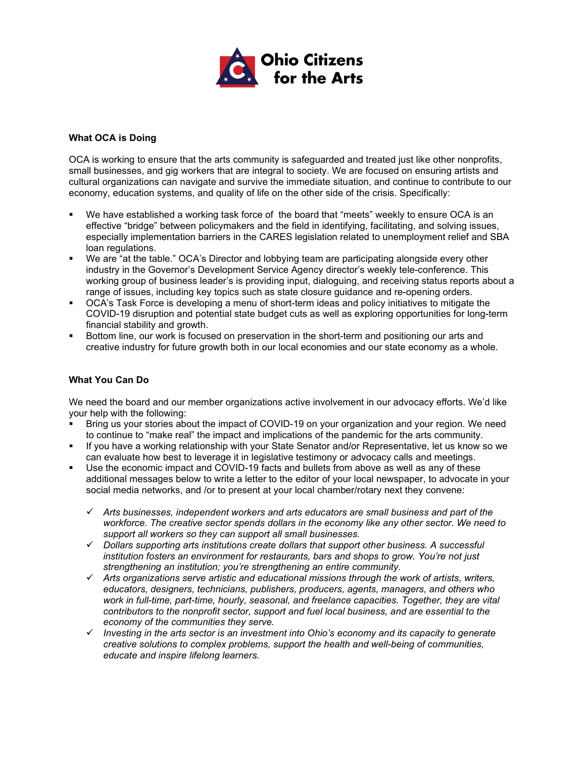**Ohio Citizens for the Arts**

**What OCA is Doing**

OCA is working to ensure that the arts community is safeguarded and treated just like other nonprofits, small businesses, and gig workers that are integral to society. We are focused on ensuring artists and cultural organizations can navigate and survive the immediate situation, and continue to contribute to our economy, education systems, and quality of life on the other side of the crisis. Specifically:

- We have established a working task force of the board that "meets" weekly to ensure OCA is an effective "bridge" between policymakers and the field in identifying, facilitating, and solving issues, especially implementation barriers in the CARES legislation related to unemployment relief and SBA loan regulations.
- We are "at the table." OCA's Director and lobbying team are participating alongside every other industry in the Governor's Development Service Agency director's weekly tele-conference. This working group of business leader's is providing input, dialoguing, and receiving status reports about a range of issues, including key topics such as state closure guidance and re-opening orders.
- OCA's Task Force is developing a menu of short-term ideas and policy initiatives to mitigate the COVID-19 disruption and potential state budget cuts as well as exploring opportunities for long-term financial stability and growth.
- Bottom line, our work is focused on preservation in the short-term and positioning our arts and creative industry for future growth both in our local economies and our state economy as a whole.

**What You Can Do**

We need the board and our member organizations active involvement in our advocacy efforts. We'd like your help with the following:

- Bring us your stories about the impact of COVID-19 on your organization and your region. We need to continue to "make real" the impact and implications of the pandemic for the arts community.
- If you have a working relationship with your State Senator and/or Representative, let us know so we can evaluate how best to leverage it in legislative testimony or advocacy calls and meetings.
- Use the economic impact and COVID-19 facts and bullets from above as well as any of these additional messages below to write a letter to the editor of your local newspaper, to advocate in your social media networks, and /or to present at your local chamber/rotary next they convene:
  - ✓ *Arts businesses, independent workers and arts educators are small business and part of the workforce. The creative sector spends dollars in the economy like any other sector. We need to support all workers so they can support all small businesses.*
  - ✓ *Dollars supporting arts institutions create dollars that support other business. A successful institution fosters an environment for restaurants, bars and shops to grow. You're not just strengthening an institution; you're strengthening an entire community.*
  - ✓ *Arts organizations serve artistic and educational missions through the work of artists, writers, educators, designers, technicians, publishers, producers, agents, managers, and others who work in full-time, part-time, hourly, seasonal, and freelance capacities. Together, they are vital contributors to the nonprofit sector, support and fuel local business, and are essential to the economy of the communities they serve.*
  - ✓ *Investing in the arts sector is an investment into Ohio's economy and its capacity to generate creative solutions to complex problems, support the health and well-being of communities, educate and inspire lifelong learners.*